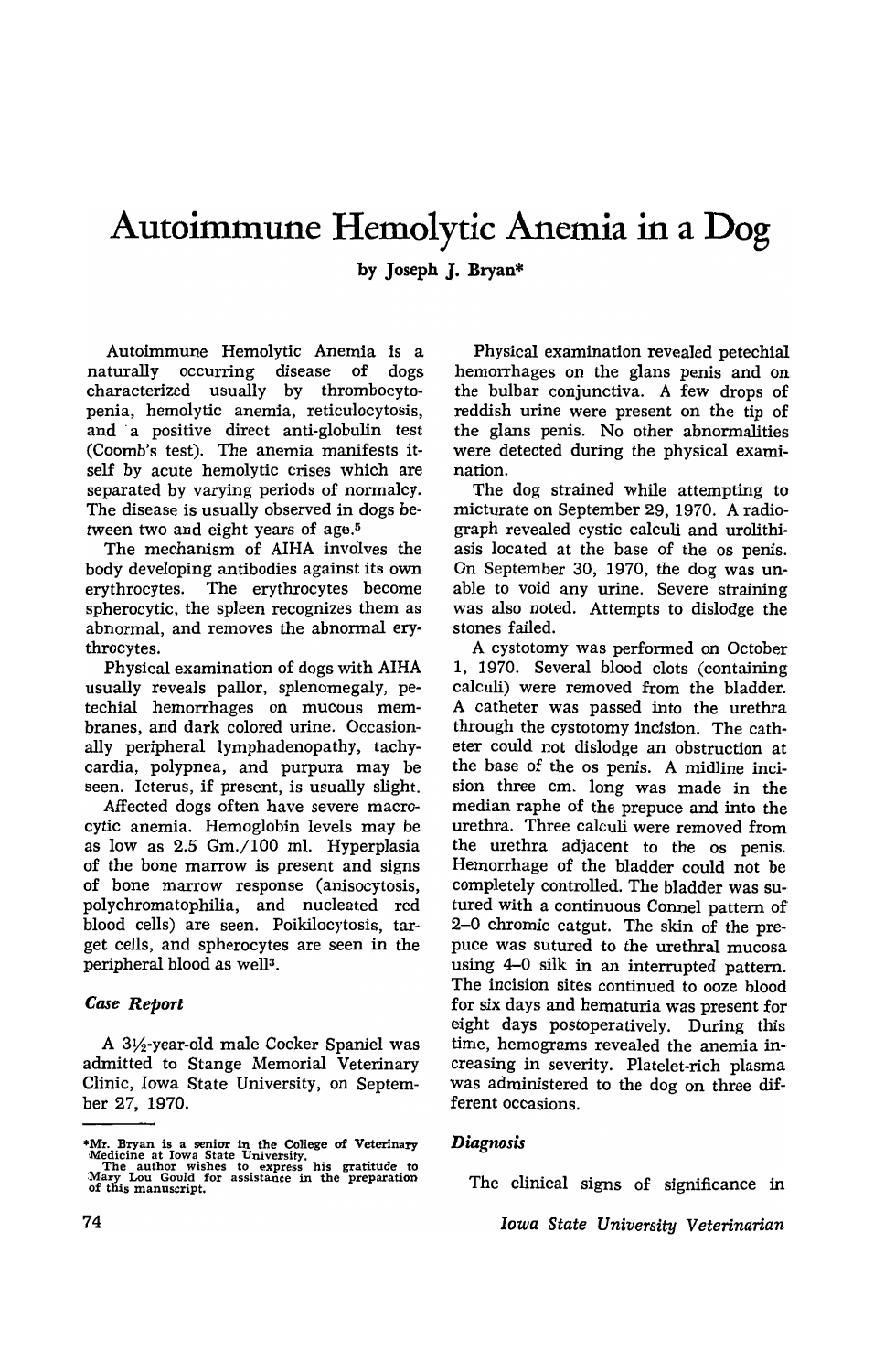# Autoimmune Hemolytic Anemia in a Dog

by Joseph J. Bryan*

Autoimmune Hemolytic Anemia is a naturally occurring disease of dogs characterized usually by thrombocytopenia, hemolytic anemia, reticulocytosis, and a positive direct anti-globulin test (Coomb's test). The anemia manifests itself by acute hemolytic crises which are separated by varying periods of normalcy. The disease is usually observed in dogs between two and eight years of age.[5]

The mechanism of AIHA involves the body developing antibodies against its own erythrocytes. The erythrocytes become spherocytic, the spleen recognizes them as abnormal, and removes the abnormal erythrocytes.

Physical examination of dogs with AIHA usually reveals pallor, splenomegaly, petechial hemorrhages on mucous membranes, and dark colored urine. Occasionally peripheral lymphadenopathy, tachycardia, polypnea, and purpura may be seen. Icterus, if present, is usually slight.

Affected dogs often have severe macrocytic anemia. Hemoglobin levels may be as low as 2.5 Gm./100 ml. Hyperplasia of the bone marrow is present and signs of bone marrow response (anisocytosis, polychromatophilia, and nucleated red blood cells) are seen. Poikilocytosis, target cells, and spherocytes are seen in the peripheral blood as well[3].

### *Case Report*

A 3½-year-old male Cocker Spaniel was admitted to Stange Memorial Veterinary Clinic, Iowa State University, on September 27, 1970.

Physical examination revealed petechial hemorrhages on the glans penis and on the bulbar conjunctiva. A few drops of reddish urine were present on the tip of the glans penis. No other abnormalities were detected during the physical examination.

The dog strained while attempting to micturate on September 29, 1970. A radiograph revealed cystic calculi and urolithiasis located at the base of the os penis. On September 30, 1970, the dog was unable to void any urine. Severe straining was also noted. Attempts to dislodge the stones failed.

A cystotomy was performed on October 1, 1970. Several blood clots (containing calculi) were removed from the bladder. A catheter was passed into the urethra through the cystotomy incision. The catheter could not dislodge an obstruction at the base of the os penis. A midline incision three cm. long was made in the median raphe of the prepuce and into the urethra. Three calculi were removed from the urethra adjacent to the os penis. Hemorrhage of the bladder could not be completely controlled. The bladder was sutured with a continuous Connel pattern of 2–0 chromic catgut. The skin of the prepuce was sutured to the urethral mucosa using 4–0 silk in an interrupted pattern. The incision sites continued to ooze blood for six days and hematuria was present for eight days postoperatively. During this time, hemograms revealed the anemia increasing in severity. Platelet-rich plasma was administered to the dog on three different occasions.

### *Diagnosis*

The clinical signs of significance in

*Mr. Bryan is a senior in the College of Veterinary Medicine at Iowa State University.
The author wishes to express his gratitude to Mary Lou Gould for assistance in the preparation of this manuscript.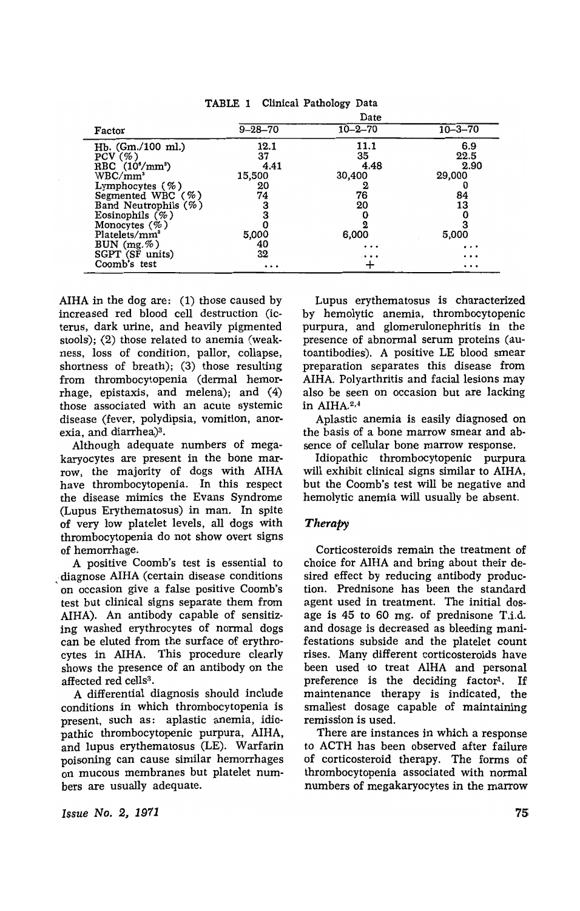TABLE 1 Clinical Pathology Data

| Factor | 9–28–70 | 10–2–70 | 10–3–70 |
|---|---|---|---|
| Hb. (Gm./100 ml.) | 12.1 | 11.1 | 6.9 |
| PCV (%) | 37 | 35 | 22.5 |
| RBC ($10^6$/mm³) | 4.41 | 4.48 | 2.90 |
| WBC/mm³ | 15,500 | 30,400 | 29,000 |
| Lymphocytes (%) | 20 | 2 | 0 |
| Segmented WBC (%) | 74 | 76 | 84 |
| Band Neutrophils (%) | 3 | 20 | 13 |
| Eosinophils (%) | 3 | 0 | 0 |
| Monocytes (%) | 0 | 2 | 3 |
| Platelets/mm³ | 5,000 | 6,000 | 5,000 |
| BUN (mg.%) | 40 | ... | ... |
| SGPT (SF units) | 32 | ... | ... |
| Coomb's test | ... | + | ... |

AIHA in the dog are: (1) those caused by increased red blood cell destruction (icterus, dark urine, and heavily pigmented stools); (2) those related to anemia (weakness, loss of condition, pallor, collapse, shortness of breath); (3) those resulting from thrombocytopenia (dermal hemorrhage, epistaxis, and melena); and (4) those associated with an acute systemic disease (fever, polydipsia, vomition, anorexia, and diarrhea)[3].

Although adequate numbers of megakaryocytes are present in the bone marrow, the majority of dogs with AIHA have thrombocytopenia. In this respect the disease mimics the Evans Syndrome (Lupus Erythematosus) in man. In spite of very low platelet levels, all dogs with thrombocytopenia do not show overt signs of hemorrhage.

A positive Coomb's test is essential to diagnose AIHA (certain disease conditions on occasion give a false positive Coomb's test but clinical signs separate them from AIHA). An antibody capable of sensitizing washed erythrocytes of normal dogs can be eluted from the surface of erythrocytes in AIHA. This procedure clearly shows the presence of an antibody on the affected red cells[3].

A differential diagnosis should include conditions in which thrombocytopenia is present, such as: aplastic anemia, idiopathic thrombocytopenic purpura, AIHA, and lupus erythematosus (LE). Warfarin poisoning can cause similar hemorrhages on mucous membranes but platelet numbers are usually adequate.

Lupus erythematosus is characterized by hemolytic anemia, thrombocytopenic purpura, and glomerulonephritis in the presence of abnormal serum proteins (autoantibodies). A positive LE blood smear preparation separates this disease from AIHA. Polyarthritis and facial lesions may also be seen on occasion but are lacking in AIHA.[2,4]

Aplastic anemia is easily diagnosed on the basis of a bone marrow smear and absence of cellular bone marrow response.

Idiopathic thrombocytopenic purpura will exhibit clinical signs similar to AIHA, but the Coomb's test will be negative and hemolytic anemia will usually be absent.

### *Therapy*

Corticosteroids remain the treatment of choice for AIHA and bring about their desired effect by reducing antibody production. Prednisone has been the standard agent used in treatment. The initial dosage is 45 to 60 mg. of prednisone T.i.d. and dosage is decreased as bleeding manifestations subside and the platelet count rises. Many different corticosteroids have been used to treat AIHA and personal preference is the deciding factor[1]. If maintenance therapy is indicated, the smallest dosage capable of maintaining remission is used.

There are instances in which a response to ACTH has been observed after failure of corticosteroid therapy. The forms of thrombocytopenia associated with normal numbers of megakaryocytes in the marrow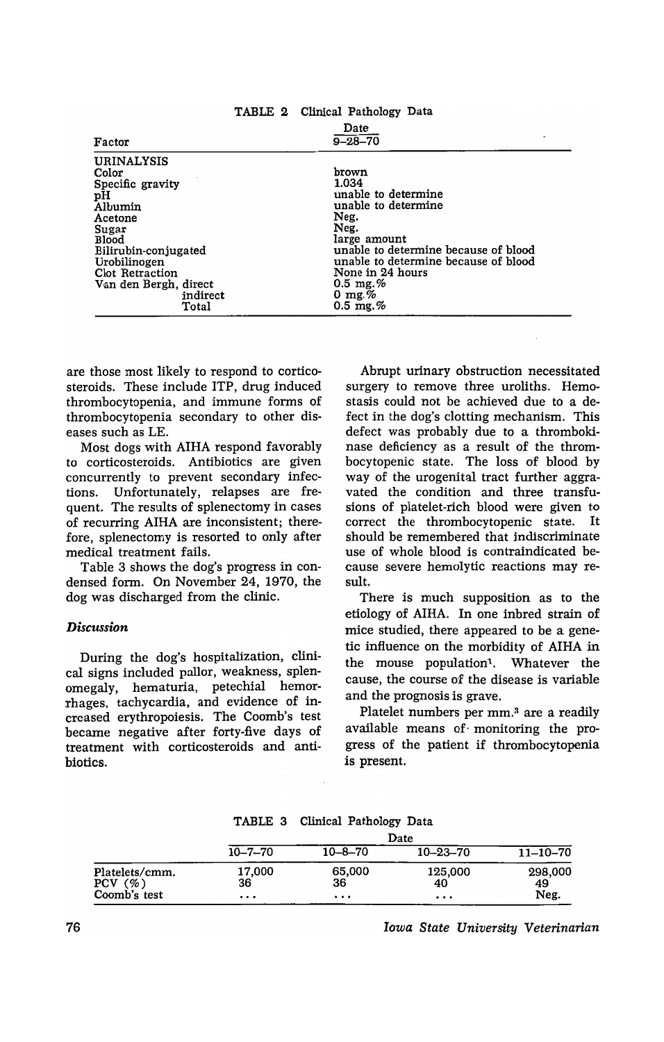TABLE 2 Clinical Pathology Data

| Factor | Date 9–28–70 |
|---|---|
| URINALYSIS | |
| Color | brown |
| Specific gravity | 1.034 |
| pH | unable to determine |
| Albumin | unable to determine |
| Acetone | Neg. |
| Sugar | Neg. |
| Blood | large amount |
| Bilirubin-conjugated | unable to determine because of blood |
| Urobilinogen | unable to determine because of blood |
| Clot Retraction | None in 24 hours |
| Van den Bergh, direct | 0.5 mg.% |
| indirect | 0 mg.% |
| Total | 0.5 mg.% |

are those most likely to respond to corticosteroids. These include ITP, drug induced thrombocytopenia, and immune forms of thrombocytopenia secondary to other diseases such as LE.

Most dogs with AIHA respond favorably to corticosteroids. Antibiotics are given concurrently to prevent secondary infections. Unfortunately, relapses are frequent. The results of splenectomy in cases of recurring AIHA are inconsistent; therefore, splenectomy is resorted to only after medical treatment fails.

Table 3 shows the dog's progress in condensed form. On November 24, 1970, the dog was discharged from the clinic.

### *Discussion*

During the dog's hospitalization, clinical signs included pallor, weakness, splenomegaly, hematuria, petechial hemorrhages, tachycardia, and evidence of increased erythropoiesis. The Coomb's test became negative after forty-five days of treatment with corticosteroids and antibiotics.

Abrupt urinary obstruction necessitated surgery to remove three uroliths. Hemostasis could not be achieved due to a defect in the dog's clotting mechanism. This defect was probably due to a thrombokinase deficiency as a result of the thrombocytopenic state. The loss of blood by way of the urogenital tract further aggravated the condition and three transfusions of platelet-rich blood were given to correct the thrombocytopenic state. It should be remembered that indiscriminate use of whole blood is contraindicated because severe hemolytic reactions may result.

There is much supposition as to the etiology of AIHA. In one inbred strain of mice studied, there appeared to be a genetic influence on the morbidity of AIHA in the mouse population[1]. Whatever the cause, the course of the disease is variable and the prognosis is grave.

Platelet numbers per mm.$^3$ are a readily available means of monitoring the progress of the patient if thrombocytopenia is present.

TABLE 3 Clinical Pathology Data

| | Date | | | |
|---|---|---|---|---|
| | 10–7–70 | 10–8–70 | 10–23–70 | 11–10–70 |
| Platelets/cmm. | 17,000 | 65,000 | 125,000 | 298,000 |
| PCV (%) | 36 | 36 | 40 | 49 |
| Coomb's test | ... | ... | ... | Neg. |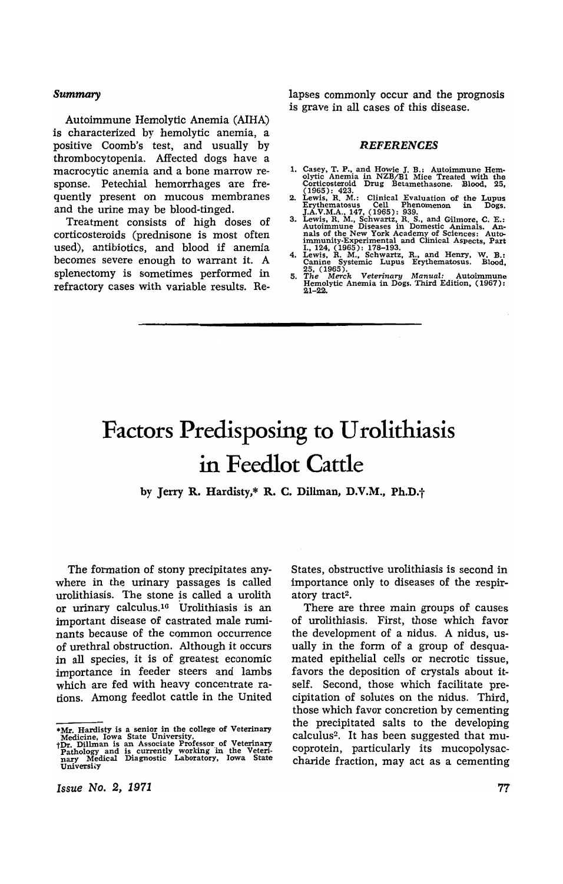### *Summary*

Autoimmune Hemolytic Anemia (AIHA) is characterized by hemolytic anemia, a positive Coomb's test, and usually by thrombocytopenia. Affected dogs have a macrocytic anemia and a bone marrow response. Petechial hemorrhages are frequently present on mucous membranes and the urine may be blood-tinged.

Treatment consists of high doses of corticosteroids (prednisone is most often used), antibiotics, and blood if anemia becomes severe enough to warrant it. A splenectomy is sometimes performed in refractory cases with variable results. Relapses commonly occur and the prognosis is grave in all cases of this disease.

### *REFERENCES*

1. Casey, T. P., and Howie J. B.: Autoimmune Hemolytic Anemia in NZB/Bl Mice Treated with the Corticosteroid Drug Betamethasone. Blood, 25, (1965): 423.
2. Lewis, R. M.: Clinical Evaluation of the Lupus Erythematosus Cell Phenomenon in Dogs. J.A.V.M.A., 147, (1965): 939.
3. Lewis, R. M., Schwartz, R. S., and Gilmore, C. E.: Autoimmune Diseases in Domestic Animals. Annals of the New York Academy of Sciences: Autoimmunity-Experimental and Clinical Aspects, Part I., 124, (1965): 178–193.
4. Lewis, R. M., Schwartz, R., and Henry, W. B.: Canine Systemic Lupus Erythematosus. Blood, 25, (1965).
5. *The Merck Veterinary Manual:* Autoimmune Hemolytic Anemia in Dogs. Third Edition, (1967): 21–22.

---

# Factors Predisposing to Urolithiasis in Feedlot Cattle

by Jerry R. Hardisty,* R. C. Dillman, D.V.M., Ph.D.†

The formation of stony precipitates anywhere in the urinary passages is called urolithiasis. The stone is called a urolith or urinary calculus.[10] Urolithiasis is an important disease of castrated male ruminants because of the common occurrence of urethral obstruction. Although it occurs in all species, it is of greatest economic importance in feeder steers and lambs which are fed with heavy concentrate rations. Among feedlot cattle in the United States, obstructive urolithiasis is second in importance only to diseases of the respiratory tract[2].

There are three main groups of causes of urolithiasis. First, those which favor the development of a nidus. A nidus, usually in the form of a desquamated epithelial cells or necrotic tissue, favors the deposition of crystals about itself. Second, those which facilitate precipitation of solutes on the nidus. Third, those which favor concretion by cementing the precipitated salts to the developing calculus[2]. It has been suggested that mucoprotein, particularly its mucopolysaccharide fraction, may act as a cementing

*Mr. Hardisty is a senior in the college of Veterinary Medicine, Iowa State University.
†Dr. Dillman is an Associate Professor of Veterinary Pathology and is currently working in the Veterinary Medical Diagnostic Laboratory, Iowa State University